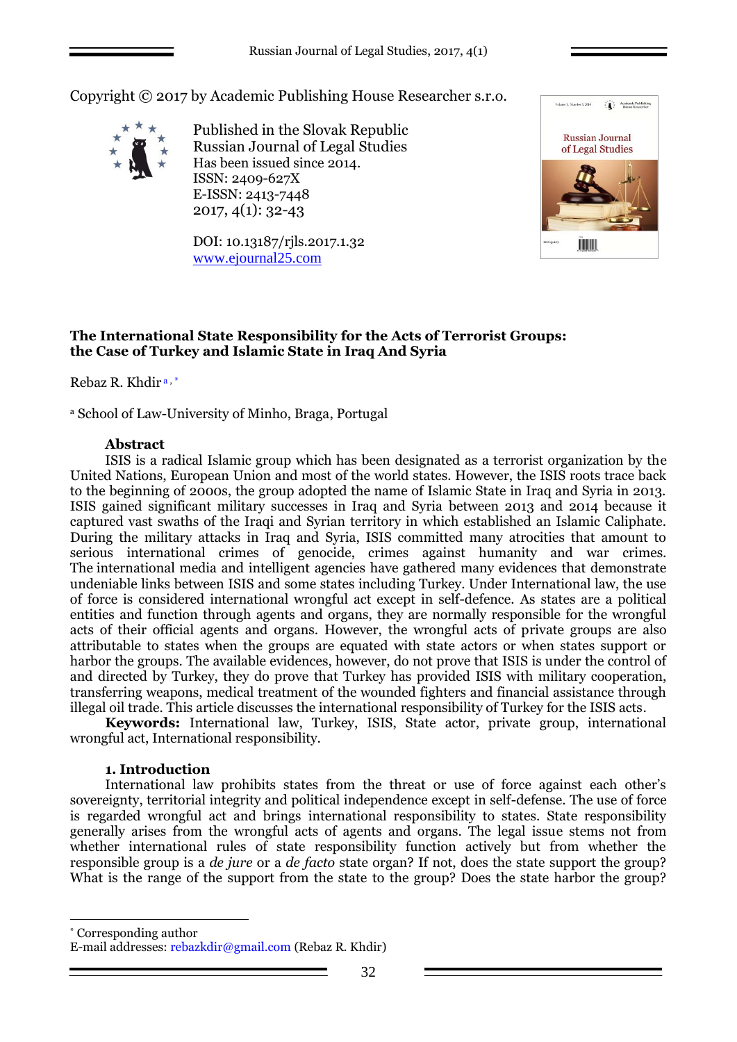Copyright © 2017 by Academic Publishing House Researcher s.r.o.

Published in the Slovak Republic
Russian Journal of Legal Studies
Has been issued since 2014.
ISSN: 2409-627X
E-ISSN: 2413-7448
2017, 4(1): 32-43

DOI: 10.13187/rjls.2017.1.32
www.ejournal25.com

# The International State Responsibility for the Acts of Terrorist Groups: the Case of Turkey and Islamic State in Iraq And Syria

Rebaz R. Khdir [a, *]

[a] School of Law-University of Minho, Braga, Portugal

## Abstract

ISIS is a radical Islamic group which has been designated as a terrorist organization by the United Nations, European Union and most of the world states. However, the ISIS roots trace back to the beginning of 2000s, the group adopted the name of Islamic State in Iraq and Syria in 2013. ISIS gained significant military successes in Iraq and Syria between 2013 and 2014 because it captured vast swaths of the Iraqi and Syrian territory in which established an Islamic Caliphate. During the military attacks in Iraq and Syria, ISIS committed many atrocities that amount to serious international crimes of genocide, crimes against humanity and war crimes. The international media and intelligent agencies have gathered many evidences that demonstrate undeniable links between ISIS and some states including Turkey. Under International law, the use of force is considered international wrongful act except in self-defence. As states are a political entities and function through agents and organs, they are normally responsible for the wrongful acts of their official agents and organs. However, the wrongful acts of private groups are also attributable to states when the groups are equated with state actors or when states support or harbor the groups. The available evidences, however, do not prove that ISIS is under the control of and directed by Turkey, they do prove that Turkey has provided ISIS with military cooperation, transferring weapons, medical treatment of the wounded fighters and financial assistance through illegal oil trade. This article discusses the international responsibility of Turkey for the ISIS acts.

**Keywords:** International law, Turkey, ISIS, State actor, private group, international wrongful act, International responsibility.

## 1. Introduction

International law prohibits states from the threat or use of force against each other's sovereignty, territorial integrity and political independence except in self-defense. The use of force is regarded wrongful act and brings international responsibility to states. State responsibility generally arises from the wrongful acts of agents and organs. The legal issue stems not from whether international rules of state responsibility function actively but from whether the responsible group is a *de jure* or a *de facto* state organ? If not, does the state support the group? What is the range of the support from the state to the group? Does the state harbor the group?

---

[*] Corresponding author
E-mail addresses: rebazkdir@gmail.com (Rebaz R. Khdir)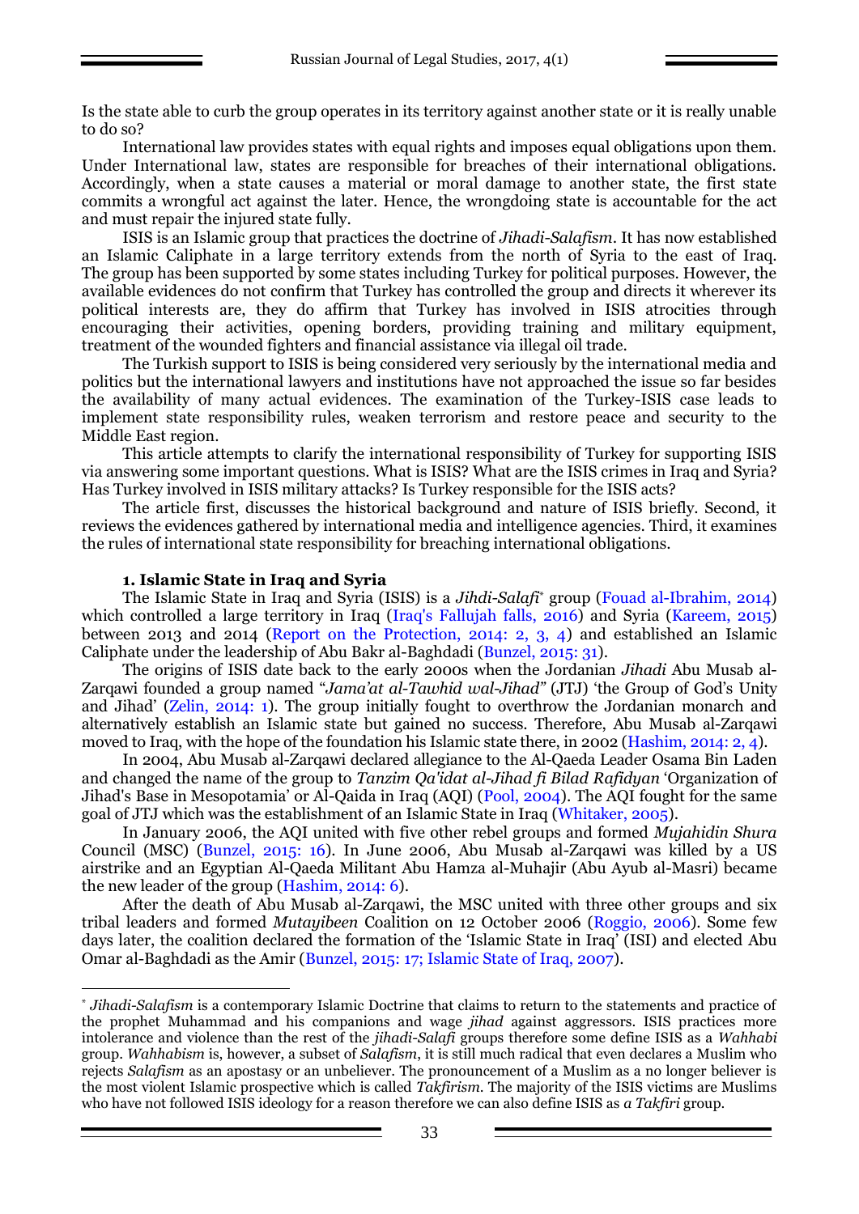Is the state able to curb the group operates in its territory against another state or it is really unable to do so?

International law provides states with equal rights and imposes equal obligations upon them. Under International law, states are responsible for breaches of their international obligations. Accordingly, when a state causes a material or moral damage to another state, the first state commits a wrongful act against the later. Hence, the wrongdoing state is accountable for the act and must repair the injured state fully.

ISIS is an Islamic group that practices the doctrine of *Jihadi-Salafism*. It has now established an Islamic Caliphate in a large territory extends from the north of Syria to the east of Iraq. The group has been supported by some states including Turkey for political purposes. However, the available evidences do not confirm that Turkey has controlled the group and directs it wherever its political interests are, they do affirm that Turkey has involved in ISIS atrocities through encouraging their activities, opening borders, providing training and military equipment, treatment of the wounded fighters and financial assistance via illegal oil trade.

The Turkish support to ISIS is being considered very seriously by the international media and politics but the international lawyers and institutions have not approached the issue so far besides the availability of many actual evidences. The examination of the Turkey-ISIS case leads to implement state responsibility rules, weaken terrorism and restore peace and security to the Middle East region.

This article attempts to clarify the international responsibility of Turkey for supporting ISIS via answering some important questions. What is ISIS? What are the ISIS crimes in Iraq and Syria? Has Turkey involved in ISIS military attacks? Is Turkey responsible for the ISIS acts?

The article first, discusses the historical background and nature of ISIS briefly. Second, it reviews the evidences gathered by international media and intelligence agencies. Third, it examines the rules of international state responsibility for breaching international obligations.

### 1. Islamic State in Iraq and Syria

The Islamic State in Iraq and Syria (ISIS) is a *Jihdi-Salafi*[*] group (Fouad al-Ibrahim, 2014) which controlled a large territory in Iraq (Iraq's Fallujah falls, 2016) and Syria (Kareem, 2015) between 2013 and 2014 (Report on the Protection, 2014: 2, 3, 4) and established an Islamic Caliphate under the leadership of Abu Bakr al-Baghdadi (Bunzel, 2015: 31).

The origins of ISIS date back to the early 2000s when the Jordanian *Jihadi* Abu Musab al-Zarqawi founded a group named "*Jama'at al-Tawhid wal-Jihad*" (JTJ) 'the Group of God's Unity and Jihad' (Zelin, 2014: 1). The group initially fought to overthrow the Jordanian monarch and alternatively establish an Islamic state but gained no success. Therefore, Abu Musab al-Zarqawi moved to Iraq, with the hope of the foundation his Islamic state there, in 2002 (Hashim, 2014: 2, 4).

In 2004, Abu Musab al-Zarqawi declared allegiance to the Al-Qaeda Leader Osama Bin Laden and changed the name of the group to *Tanzim Qa'idat al-Jihad fi Bilad Rafidyan* 'Organization of Jihad's Base in Mesopotamia' or Al-Qaida in Iraq (AQI) (Pool, 2004). The AQI fought for the same goal of JTJ which was the establishment of an Islamic State in Iraq (Whitaker, 2005).

In January 2006, the AQI united with five other rebel groups and formed *Mujahidin Shura* Council (MSC) (Bunzel, 2015: 16). In June 2006, Abu Musab al-Zarqawi was killed by a US airstrike and an Egyptian Al-Qaeda Militant Abu Hamza al-Muhajir (Abu Ayub al-Masri) became the new leader of the group (Hashim, 2014: 6).

After the death of Abu Musab al-Zarqawi, the MSC united with three other groups and six tribal leaders and formed *Mutayibeen* Coalition on 12 October 2006 (Roggio, 2006). Some few days later, the coalition declared the formation of the 'Islamic State in Iraq' (ISI) and elected Abu Omar al-Baghdadi as the Amir (Bunzel, 2015: 17; Islamic State of Iraq, 2007).

---

[*] *Jihadi-Salafism* is a contemporary Islamic Doctrine that claims to return to the statements and practice of the prophet Muhammad and his companions and wage *jihad* against aggressors. ISIS practices more intolerance and violence than the rest of the *jihadi-Salafi* groups therefore some define ISIS as a *Wahhabi* group. *Wahhabism* is, however, a subset of *Salafism*, it is still much radical that even declares a Muslim who rejects *Salafism* as an apostasy or an unbeliever. The pronouncement of a Muslim as a no longer believer is the most violent Islamic prospective which is called *Takfirism*. The majority of the ISIS victims are Muslims who have not followed ISIS ideology for a reason therefore we can also define ISIS as *a Takfiri* group.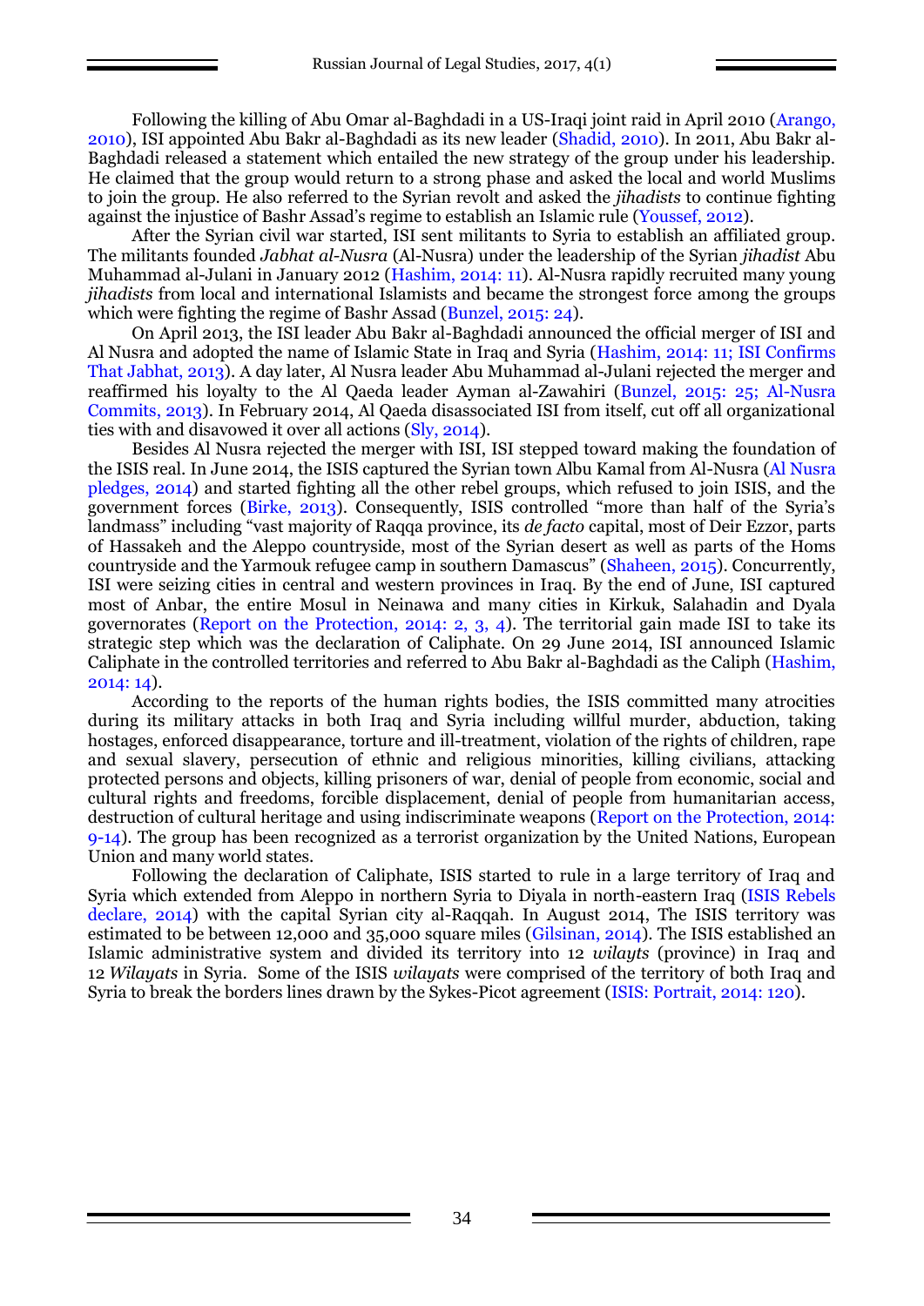Following the killing of Abu Omar al-Baghdadi in a US-Iraqi joint raid in April 2010 (Arango, 2010), ISI appointed Abu Bakr al-Baghdadi as its new leader (Shadid, 2010). In 2011, Abu Bakr al-Baghdadi released a statement which entailed the new strategy of the group under his leadership. He claimed that the group would return to a strong phase and asked the local and world Muslims to join the group. He also referred to the Syrian revolt and asked the *jihadists* to continue fighting against the injustice of Bashr Assad's regime to establish an Islamic rule (Youssef, 2012).

After the Syrian civil war started, ISI sent militants to Syria to establish an affiliated group. The militants founded *Jabhat al-Nusra* (Al-Nusra) under the leadership of the Syrian *jihadist* Abu Muhammad al-Julani in January 2012 (Hashim, 2014: 11). Al-Nusra rapidly recruited many young *jihadists* from local and international Islamists and became the strongest force among the groups which were fighting the regime of Bashr Assad (Bunzel, 2015: 24).

On April 2013, the ISI leader Abu Bakr al-Baghdadi announced the official merger of ISI and Al Nusra and adopted the name of Islamic State in Iraq and Syria (Hashim, 2014: 11; ISI Confirms That Jabhat, 2013). A day later, Al Nusra leader Abu Muhammad al-Julani rejected the merger and reaffirmed his loyalty to the Al Qaeda leader Ayman al-Zawahiri (Bunzel, 2015: 25; Al-Nusra Commits, 2013). In February 2014, Al Qaeda disassociated ISI from itself, cut off all organizational ties with and disavowed it over all actions (Sly, 2014).

Besides Al Nusra rejected the merger with ISI, ISI stepped toward making the foundation of the ISIS real. In June 2014, the ISIS captured the Syrian town Albu Kamal from Al-Nusra (Al Nusra pledges, 2014) and started fighting all the other rebel groups, which refused to join ISIS, and the government forces (Birke, 2013). Consequently, ISIS controlled "more than half of the Syria's landmass" including "vast majority of Raqqa province, its *de facto* capital, most of Deir Ezzor, parts of Hassakeh and the Aleppo countryside, most of the Syrian desert as well as parts of the Homs countryside and the Yarmouk refugee camp in southern Damascus" (Shaheen, 2015). Concurrently, ISI were seizing cities in central and western provinces in Iraq. By the end of June, ISI captured most of Anbar, the entire Mosul in Neinawa and many cities in Kirkuk, Salahadin and Dyala governorates (Report on the Protection, 2014: 2, 3, 4). The territorial gain made ISI to take its strategic step which was the declaration of Caliphate. On 29 June 2014, ISI announced Islamic Caliphate in the controlled territories and referred to Abu Bakr al-Baghdadi as the Caliph (Hashim, 2014: 14).

According to the reports of the human rights bodies, the ISIS committed many atrocities during its military attacks in both Iraq and Syria including willful murder, abduction, taking hostages, enforced disappearance, torture and ill-treatment, violation of the rights of children, rape and sexual slavery, persecution of ethnic and religious minorities, killing civilians, attacking protected persons and objects, killing prisoners of war, denial of people from economic, social and cultural rights and freedoms, forcible displacement, denial of people from humanitarian access, destruction of cultural heritage and using indiscriminate weapons (Report on the Protection, 2014: 9-14). The group has been recognized as a terrorist organization by the United Nations, European Union and many world states.

Following the declaration of Caliphate, ISIS started to rule in a large territory of Iraq and Syria which extended from Aleppo in northern Syria to Diyala in north-eastern Iraq (ISIS Rebels declare, 2014) with the capital Syrian city al-Raqqah. In August 2014, The ISIS territory was estimated to be between 12,000 and 35,000 square miles (Gilsinan, 2014). The ISIS established an Islamic administrative system and divided its territory into 12 *wilayts* (province) in Iraq and 12 *Wilayats* in Syria. Some of the ISIS *wilayats* were comprised of the territory of both Iraq and Syria to break the borders lines drawn by the Sykes-Picot agreement (ISIS: Portrait, 2014: 120).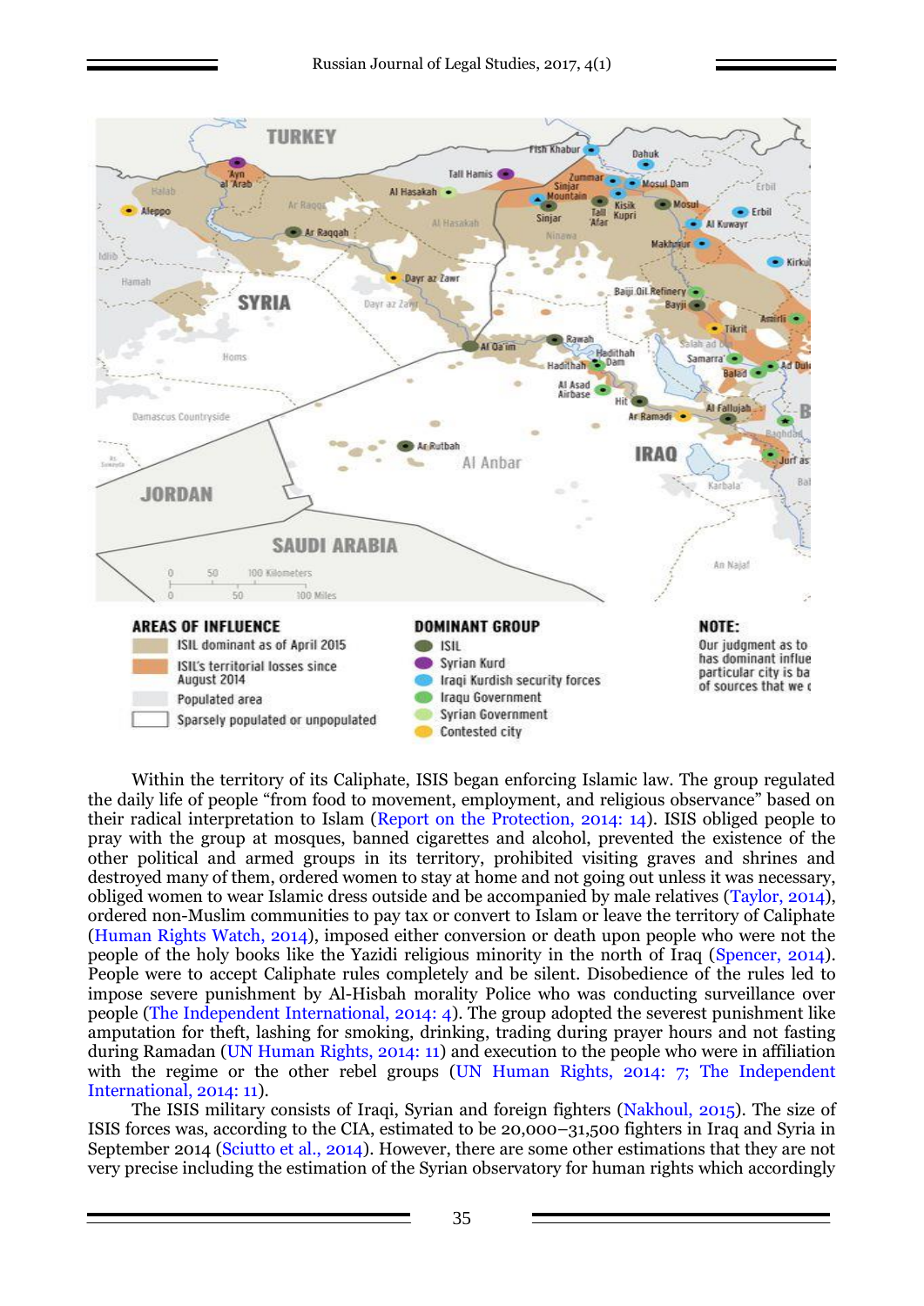Within the territory of its Caliphate, ISIS began enforcing Islamic law. The group regulated the daily life of people "from food to movement, employment, and religious observance" based on their radical interpretation to Islam (Report on the Protection, 2014: 14). ISIS obliged people to pray with the group at mosques, banned cigarettes and alcohol, prevented the existence of the other political and armed groups in its territory, prohibited visiting graves and shrines and destroyed many of them, ordered women to stay at home and not going out unless it was necessary, obliged women to wear Islamic dress outside and be accompanied by male relatives (Taylor, 2014), ordered non-Muslim communities to pay tax or convert to Islam or leave the territory of Caliphate (Human Rights Watch, 2014), imposed either conversion or death upon people who were not the people of the holy books like the Yazidi religious minority in the north of Iraq (Spencer, 2014). People were to accept Caliphate rules completely and be silent. Disobedience of the rules led to impose severe punishment by Al-Hisbah morality Police who was conducting surveillance over people (The Independent International, 2014: 4). The group adopted the severest punishment like amputation for theft, lashing for smoking, drinking, trading during prayer hours and not fasting during Ramadan (UN Human Rights, 2014: 11) and execution to the people who were in affiliation with the regime or the other rebel groups (UN Human Rights, 2014: 7; The Independent International, 2014: 11).

The ISIS military consists of Iraqi, Syrian and foreign fighters (Nakhoul, 2015). The size of ISIS forces was, according to the CIA, estimated to be 20,000–31,500 fighters in Iraq and Syria in September 2014 (Sciutto et al., 2014). However, there are some other estimations that they are not very precise including the estimation of the Syrian observatory for human rights which accordingly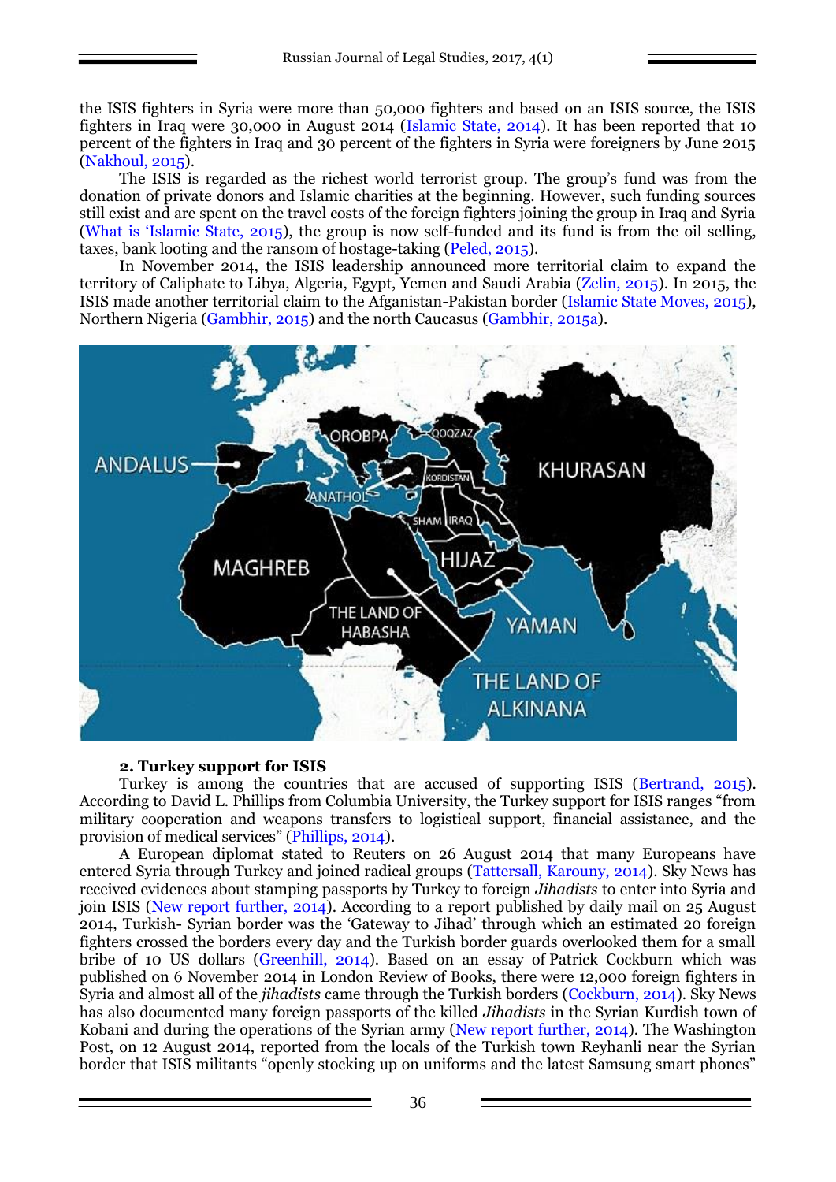the ISIS fighters in Syria were more than 50,000 fighters and based on an ISIS source, the ISIS fighters in Iraq were 30,000 in August 2014 (Islamic State, 2014). It has been reported that 10 percent of the fighters in Iraq and 30 percent of the fighters in Syria were foreigners by June 2015 (Nakhoul, 2015).

The ISIS is regarded as the richest world terrorist group. The group's fund was from the donation of private donors and Islamic charities at the beginning. However, such funding sources still exist and are spent on the travel costs of the foreign fighters joining the group in Iraq and Syria (What is 'Islamic State, 2015), the group is now self-funded and its fund is from the oil selling, taxes, bank looting and the ransom of hostage-taking (Peled, 2015).

In November 2014, the ISIS leadership announced more territorial claim to expand the territory of Caliphate to Libya, Algeria, Egypt, Yemen and Saudi Arabia (Zelin, 2015). In 2015, the ISIS made another territorial claim to the Afganistan-Pakistan border (Islamic State Moves, 2015), Northern Nigeria (Gambhir, 2015) and the north Caucasus (Gambhir, 2015a).

### 2. Turkey support for ISIS

Turkey is among the countries that are accused of supporting ISIS (Bertrand, 2015). According to David L. Phillips from Columbia University, the Turkey support for ISIS ranges "from military cooperation and weapons transfers to logistical support, financial assistance, and the provision of medical services" (Phillips, 2014).

A European diplomat stated to Reuters on 26 August 2014 that many Europeans have entered Syria through Turkey and joined radical groups (Tattersall, Karouny, 2014). Sky News has received evidences about stamping passports by Turkey to foreign *Jihadists* to enter into Syria and join ISIS (New report further, 2014). According to a report published by daily mail on 25 August 2014, Turkish- Syrian border was the 'Gateway to Jihad' through which an estimated 20 foreign fighters crossed the borders every day and the Turkish border guards overlooked them for a small bribe of 10 US dollars (Greenhill, 2014). Based on an essay of Patrick Cockburn which was published on 6 November 2014 in London Review of Books, there were 12,000 foreign fighters in Syria and almost all of the *jihadists* came through the Turkish borders (Cockburn, 2014). Sky News has also documented many foreign passports of the killed *Jihadists* in the Syrian Kurdish town of Kobani and during the operations of the Syrian army (New report further, 2014). The Washington Post, on 12 August 2014, reported from the locals of the Turkish town Reyhanli near the Syrian border that ISIS militants "openly stocking up on uniforms and the latest Samsung smart phones"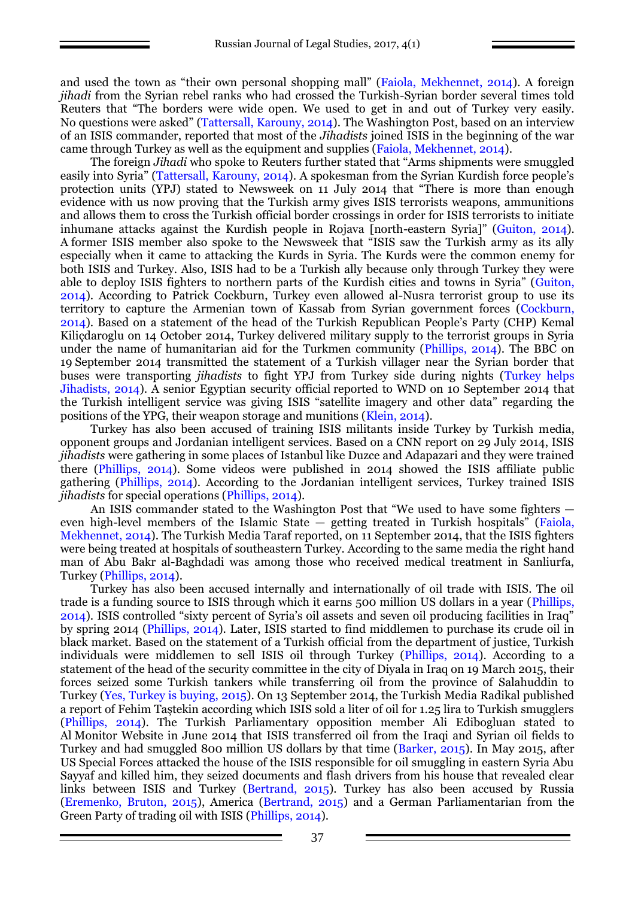and used the town as "their own personal shopping mall" (Faiola, Mekhennet, 2014). A foreign *jihadi* from the Syrian rebel ranks who had crossed the Turkish-Syrian border several times told Reuters that "The borders were wide open. We used to get in and out of Turkey very easily. No questions were asked" (Tattersall, Karouny, 2014). The Washington Post, based on an interview of an ISIS commander, reported that most of the *Jihadists* joined ISIS in the beginning of the war came through Turkey as well as the equipment and supplies (Faiola, Mekhennet, 2014).

The foreign *Jihadi* who spoke to Reuters further stated that "Arms shipments were smuggled easily into Syria" (Tattersall, Karouny, 2014). A spokesman from the Syrian Kurdish force people's protection units (YPJ) stated to Newsweek on 11 July 2014 that "There is more than enough evidence with us now proving that the Turkish army gives ISIS terrorists weapons, ammunitions and allows them to cross the Turkish official border crossings in order for ISIS terrorists to initiate inhumane attacks against the Kurdish people in Rojava [north-eastern Syria]" (Guiton, 2014). A former ISIS member also spoke to the Newsweek that "ISIS saw the Turkish army as its ally especially when it came to attacking the Kurds in Syria. The Kurds were the common enemy for both ISIS and Turkey. Also, ISIS had to be a Turkish ally because only through Turkey they were able to deploy ISIS fighters to northern parts of the Kurdish cities and towns in Syria" (Guiton, 2014). According to Patrick Cockburn, Turkey even allowed al-Nusra terrorist group to use its territory to capture the Armenian town of Kassab from Syrian government forces (Cockburn, 2014). Based on a statement of the head of the Turkish Republican People's Party (CHP) Kemal Kiliçdaroglu on 14 October 2014, Turkey delivered military supply to the terrorist groups in Syria under the name of humanitarian aid for the Turkmen community (Phillips, 2014). The BBC on 19 September 2014 transmitted the statement of a Turkish villager near the Syrian border that buses were transporting *jihadists* to fight YPJ from Turkey side during nights (Turkey helps Jihadists, 2014). A senior Egyptian security official reported to WND on 10 September 2014 that the Turkish intelligent service was giving ISIS "satellite imagery and other data" regarding the positions of the YPG, their weapon storage and munitions (Klein, 2014).

Turkey has also been accused of training ISIS militants inside Turkey by Turkish media, opponent groups and Jordanian intelligent services. Based on a CNN report on 29 July 2014, ISIS *jihadists* were gathering in some places of Istanbul like Duzce and Adapazari and they were trained there (Phillips, 2014). Some videos were published in 2014 showed the ISIS affiliate public gathering (Phillips, 2014). According to the Jordanian intelligent services, Turkey trained ISIS *jihadists* for special operations (Phillips, 2014).

An ISIS commander stated to the Washington Post that "We used to have some fighters — even high-level members of the Islamic State — getting treated in Turkish hospitals" (Faiola, Mekhennet, 2014). The Turkish Media Taraf reported, on 11 September 2014, that the ISIS fighters were being treated at hospitals of southeastern Turkey. According to the same media the right hand man of Abu Bakr al-Baghdadi was among those who received medical treatment in Sanliurfa, Turkey (Phillips, 2014).

Turkey has also been accused internally and internationally of oil trade with ISIS. The oil trade is a funding source to ISIS through which it earns 500 million US dollars in a year (Phillips, 2014). ISIS controlled "sixty percent of Syria's oil assets and seven oil producing facilities in Iraq" by spring 2014 (Phillips, 2014). Later, ISIS started to find middlemen to purchase its crude oil in black market. Based on the statement of a Turkish official from the department of justice, Turkish individuals were middlemen to sell ISIS oil through Turkey (Phillips, 2014). According to a statement of the head of the security committee in the city of Diyala in Iraq on 19 March 2015, their forces seized some Turkish tankers while transferring oil from the province of Salahuddin to Turkey (Yes, Turkey is buying, 2015). On 13 September 2014, the Turkish Media Radikal published a report of Fehim Taştekin according which ISIS sold a liter of oil for 1.25 lira to Turkish smugglers (Phillips, 2014). The Turkish Parliamentary opposition member Ali Edibogluan stated to Al Monitor Website in June 2014 that ISIS transferred oil from the Iraqi and Syrian oil fields to Turkey and had smuggled 800 million US dollars by that time (Barker, 2015). In May 2015, after US Special Forces attacked the house of the ISIS responsible for oil smuggling in eastern Syria Abu Sayyaf and killed him, they seized documents and flash drivers from his house that revealed clear links between ISIS and Turkey (Bertrand, 2015). Turkey has also been accused by Russia (Eremenko, Bruton, 2015), America (Bertrand, 2015) and a German Parliamentarian from the Green Party of trading oil with ISIS (Phillips, 2014).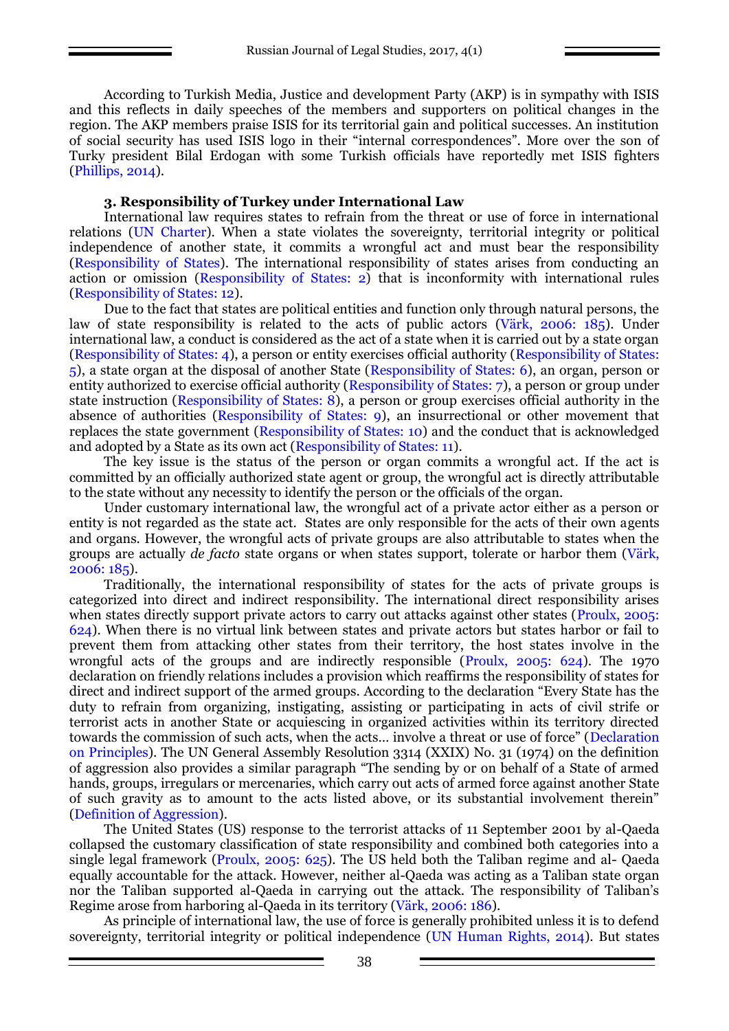According to Turkish Media, Justice and development Party (AKP) is in sympathy with ISIS and this reflects in daily speeches of the members and supporters on political changes in the region. The AKP members praise ISIS for its territorial gain and political successes. An institution of social security has used ISIS logo in their "internal correspondences". More over the son of Turky president Bilal Erdogan with some Turkish officials have reportedly met ISIS fighters (Phillips, 2014).

**3. Responsibility of Turkey under International Law**

International law requires states to refrain from the threat or use of force in international relations (UN Charter). When a state violates the sovereignty, territorial integrity or political independence of another state, it commits a wrongful act and must bear the responsibility (Responsibility of States). The international responsibility of states arises from conducting an action or omission (Responsibility of States: 2) that is inconformity with international rules (Responsibility of States: 12).

Due to the fact that states are political entities and function only through natural persons, the law of state responsibility is related to the acts of public actors (Värk, 2006: 185). Under international law, a conduct is considered as the act of a state when it is carried out by a state organ (Responsibility of States: 4), a person or entity exercises official authority (Responsibility of States: 5), a state organ at the disposal of another State (Responsibility of States: 6), an organ, person or entity authorized to exercise official authority (Responsibility of States: 7), a person or group under state instruction (Responsibility of States: 8), a person or group exercises official authority in the absence of authorities (Responsibility of States: 9), an insurrectional or other movement that replaces the state government (Responsibility of States: 10) and the conduct that is acknowledged and adopted by a State as its own act (Responsibility of States: 11).

The key issue is the status of the person or organ commits a wrongful act. If the act is committed by an officially authorized state agent or group, the wrongful act is directly attributable to the state without any necessity to identify the person or the officials of the organ.

Under customary international law, the wrongful act of a private actor either as a person or entity is not regarded as the state act. States are only responsible for the acts of their own agents and organs. However, the wrongful acts of private groups are also attributable to states when the groups are actually *de facto* state organs or when states support, tolerate or harbor them (Värk, 2006: 185).

Traditionally, the international responsibility of states for the acts of private groups is categorized into direct and indirect responsibility. The international direct responsibility arises when states directly support private actors to carry out attacks against other states (Proulx, 2005: 624). When there is no virtual link between states and private actors but states harbor or fail to prevent them from attacking other states from their territory, the host states involve in the wrongful acts of the groups and are indirectly responsible (Proulx, 2005: 624). The 1970 declaration on friendly relations includes a provision which reaffirms the responsibility of states for direct and indirect support of the armed groups. According to the declaration "Every State has the duty to refrain from organizing, instigating, assisting or participating in acts of civil strife or terrorist acts in another State or acquiescing in organized activities within its territory directed towards the commission of such acts, when the acts… involve a threat or use of force" (Declaration on Principles). The UN General Assembly Resolution 3314 (XXIX) No. 31 (1974) on the definition of aggression also provides a similar paragraph "The sending by or on behalf of a State of armed hands, groups, irregulars or mercenaries, which carry out acts of armed force against another State of such gravity as to amount to the acts listed above, or its substantial involvement therein" (Definition of Aggression).

The United States (US) response to the terrorist attacks of 11 September 2001 by al-Qaeda collapsed the customary classification of state responsibility and combined both categories into a single legal framework (Proulx, 2005: 625). The US held both the Taliban regime and al- Qaeda equally accountable for the attack. However, neither al-Qaeda was acting as a Taliban state organ nor the Taliban supported al-Qaeda in carrying out the attack. The responsibility of Taliban's Regime arose from harboring al-Qaeda in its territory (Värk, 2006: 186).

As principle of international law, the use of force is generally prohibited unless it is to defend sovereignty, territorial integrity or political independence (UN Human Rights, 2014). But states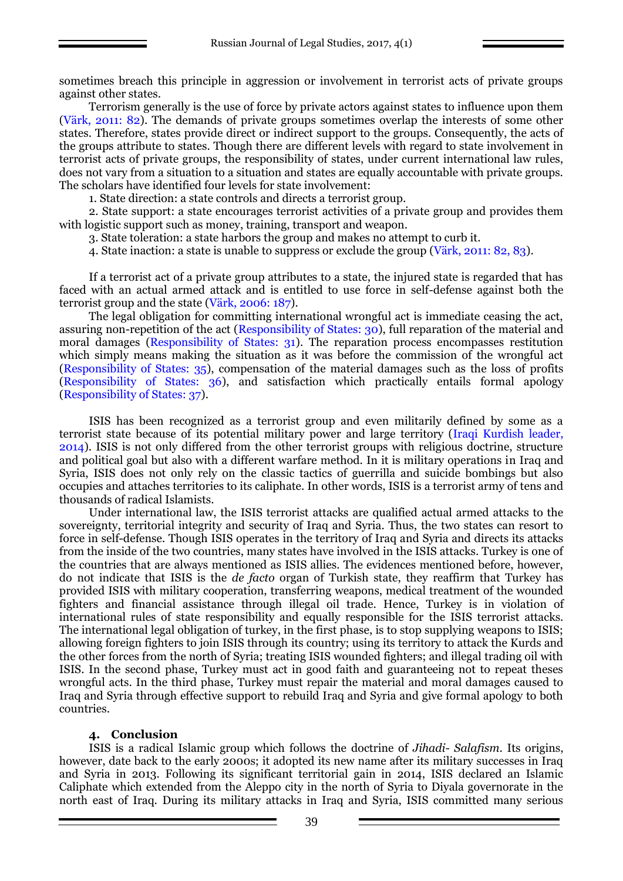sometimes breach this principle in aggression or involvement in terrorist acts of private groups against other states.

Terrorism generally is the use of force by private actors against states to influence upon them (Värk, 2011: 82). The demands of private groups sometimes overlap the interests of some other states. Therefore, states provide direct or indirect support to the groups. Consequently, the acts of the groups attribute to states. Though there are different levels with regard to state involvement in terrorist acts of private groups, the responsibility of states, under current international law rules, does not vary from a situation to a situation and states are equally accountable with private groups. The scholars have identified four levels for state involvement:

1. State direction: a state controls and directs a terrorist group.
2. State support: a state encourages terrorist activities of a private group and provides them with logistic support such as money, training, transport and weapon.
3. State toleration: a state harbors the group and makes no attempt to curb it.
4. State inaction: a state is unable to suppress or exclude the group (Värk, 2011: 82, 83).

If a terrorist act of a private group attributes to a state, the injured state is regarded that has faced with an actual armed attack and is entitled to use force in self-defense against both the terrorist group and the state (Värk, 2006: 187).

The legal obligation for committing international wrongful act is immediate ceasing the act, assuring non-repetition of the act (Responsibility of States: 30), full reparation of the material and moral damages (Responsibility of States: 31). The reparation process encompasses restitution which simply means making the situation as it was before the commission of the wrongful act (Responsibility of States: 35), compensation of the material damages such as the loss of profits (Responsibility of States: 36), and satisfaction which practically entails formal apology (Responsibility of States: 37).

ISIS has been recognized as a terrorist group and even militarily defined by some as a terrorist state because of its potential military power and large territory (Iraqi Kurdish leader, 2014). ISIS is not only differed from the other terrorist groups with religious doctrine, structure and political goal but also with a different warfare method. In it is military operations in Iraq and Syria, ISIS does not only rely on the classic tactics of guerrilla and suicide bombings but also occupies and attaches territories to its caliphate. In other words, ISIS is a terrorist army of tens and thousands of radical Islamists.

Under international law, the ISIS terrorist attacks are qualified actual armed attacks to the sovereignty, territorial integrity and security of Iraq and Syria. Thus, the two states can resort to force in self-defense. Though ISIS operates in the territory of Iraq and Syria and directs its attacks from the inside of the two countries, many states have involved in the ISIS attacks. Turkey is one of the countries that are always mentioned as ISIS allies. The evidences mentioned before, however, do not indicate that ISIS is the *de facto* organ of Turkish state, they reaffirm that Turkey has provided ISIS with military cooperation, transferring weapons, medical treatment of the wounded fighters and financial assistance through illegal oil trade. Hence, Turkey is in violation of international rules of state responsibility and equally responsible for the ISIS terrorist attacks. The international legal obligation of turkey, in the first phase, is to stop supplying weapons to ISIS; allowing foreign fighters to join ISIS through its country; using its territory to attack the Kurds and the other forces from the north of Syria; treating ISIS wounded fighters; and illegal trading oil with ISIS. In the second phase, Turkey must act in good faith and guaranteeing not to repeat theses wrongful acts. In the third phase, Turkey must repair the material and moral damages caused to Iraq and Syria through effective support to rebuild Iraq and Syria and give formal apology to both countries.

## 4. Conclusion

ISIS is a radical Islamic group which follows the doctrine of *Jihadi- Salafism*. Its origins, however, date back to the early 2000s; it adopted its new name after its military successes in Iraq and Syria in 2013. Following its significant territorial gain in 2014, ISIS declared an Islamic Caliphate which extended from the Aleppo city in the north of Syria to Diyala governorate in the north east of Iraq. During its military attacks in Iraq and Syria, ISIS committed many serious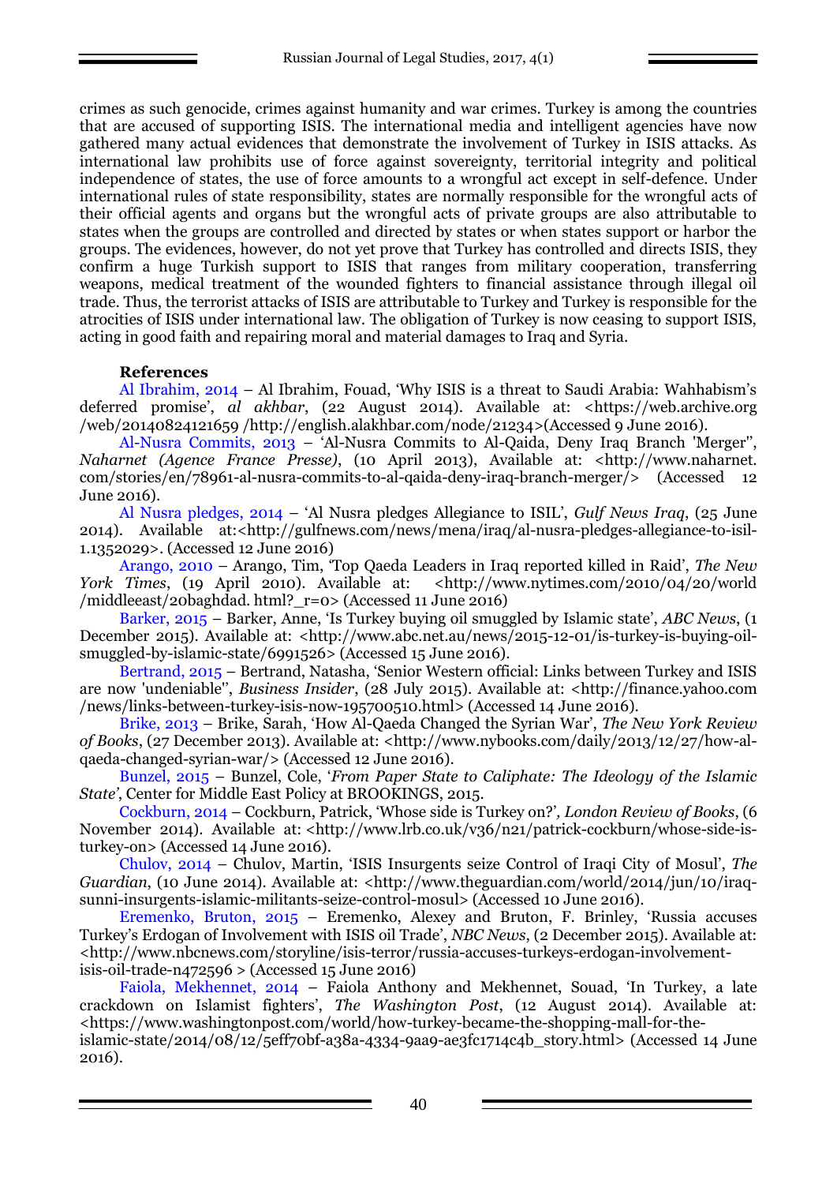crimes as such genocide, crimes against humanity and war crimes. Turkey is among the countries that are accused of supporting ISIS. The international media and intelligent agencies have now gathered many actual evidences that demonstrate the involvement of Turkey in ISIS attacks. As international law prohibits use of force against sovereignty, territorial integrity and political independence of states, the use of force amounts to a wrongful act except in self-defence. Under international rules of state responsibility, states are normally responsible for the wrongful acts of their official agents and organs but the wrongful acts of private groups are also attributable to states when the groups are controlled and directed by states or when states support or harbor the groups. The evidences, however, do not yet prove that Turkey has controlled and directs ISIS, they confirm a huge Turkish support to ISIS that ranges from military cooperation, transferring weapons, medical treatment of the wounded fighters to financial assistance through illegal oil trade. Thus, the terrorist attacks of ISIS are attributable to Turkey and Turkey is responsible for the atrocities of ISIS under international law. The obligation of Turkey is now ceasing to support ISIS, acting in good faith and repairing moral and material damages to Iraq and Syria.

**References**

Al Ibrahim, 2014 – Al Ibrahim, Fouad, 'Why ISIS is a threat to Saudi Arabia: Wahhabism's deferred promise', *al akhbar*, (22 August 2014). Available at: <https://web.archive.org /web/20140824121659 /http://english.alakhbar.com/node/21234>(Accessed 9 June 2016).

Al-Nusra Commits, 2013 – 'Al-Nusra Commits to Al-Qaida, Deny Iraq Branch 'Merger'', *Naharnet (Agence France Presse)*, (10 April 2013), Available at: <http://www.naharnet. com/stories/en/78961-al-nusra-commits-to-al-qaida-deny-iraq-branch-merger/> (Accessed 12 June 2016).

Al Nusra pledges, 2014 – 'Al Nusra pledges Allegiance to ISIL', *Gulf News Iraq*, (25 June 2014). Available at:<http://gulfnews.com/news/mena/iraq/al-nusra-pledges-allegiance-to-isil-1.1352029>. (Accessed 12 June 2016)

Arango, 2010 – Arango, Tim, 'Top Qaeda Leaders in Iraq reported killed in Raid', *The New York Times*, (19 April 2010). Available at: <http://www.nytimes.com/2010/04/20/world /middleeast/20baghdad. html?_r=0> (Accessed 11 June 2016)

Barker, 2015 – Barker, Anne, 'Is Turkey buying oil smuggled by Islamic state', *ABC News*, (1 December 2015). Available at: <http://www.abc.net.au/news/2015-12-01/is-turkey-is-buying-oil-smuggled-by-islamic-state/6991526> (Accessed 15 June 2016).

Bertrand, 2015 – Bertrand, Natasha, 'Senior Western official: Links between Turkey and ISIS are now 'undeniable'', *Business Insider*, (28 July 2015). Available at: <http://finance.yahoo.com /news/links-between-turkey-isis-now-195700510.html> (Accessed 14 June 2016).

Brike, 2013 – Brike, Sarah, 'How Al-Qaeda Changed the Syrian War', *The New York Review of Books*, (27 December 2013). Available at: <http://www.nybooks.com/daily/2013/12/27/how-al-qaeda-changed-syrian-war/> (Accessed 12 June 2016).

Bunzel, 2015 – Bunzel, Cole, '*From Paper State to Caliphate: The Ideology of the Islamic State*', Center for Middle East Policy at BROOKINGS, 2015.

Cockburn, 2014 – Cockburn, Patrick, 'Whose side is Turkey on?'*, London Review of Books*, (6 November 2014). Available at: <http://www.lrb.co.uk/v36/n21/patrick-cockburn/whose-side-is-turkey-on> (Accessed 14 June 2016).

Chulov, 2014 – Chulov, Martin, 'ISIS Insurgents seize Control of Iraqi City of Mosul', *The Guardian*, (10 June 2014). Available at: <http://www.theguardian.com/world/2014/jun/10/iraq-sunni-insurgents-islamic-militants-seize-control-mosul> (Accessed 10 June 2016).

Eremenko, Bruton, 2015 – Eremenko, Alexey and Bruton, F. Brinley, 'Russia accuses Turkey's Erdogan of Involvement with ISIS oil Trade', *NBC News*, (2 December 2015). Available at: <http://www.nbcnews.com/storyline/isis-terror/russia-accuses-turkeys-erdogan-involvement-isis-oil-trade-n472596 > (Accessed 15 June 2016)

Faiola, Mekhennet, 2014 – Faiola Anthony and Mekhennet, Souad, 'In Turkey, a late crackdown on Islamist fighters', *The Washington Post*, (12 August 2014). Available at: <https://www.washingtonpost.com/world/how-turkey-became-the-shopping-mall-for-the-islamic-state/2014/08/12/5eff70bf-a38a-4334-9aa9-ae3fc1714c4b_story.html> (Accessed 14 June 2016).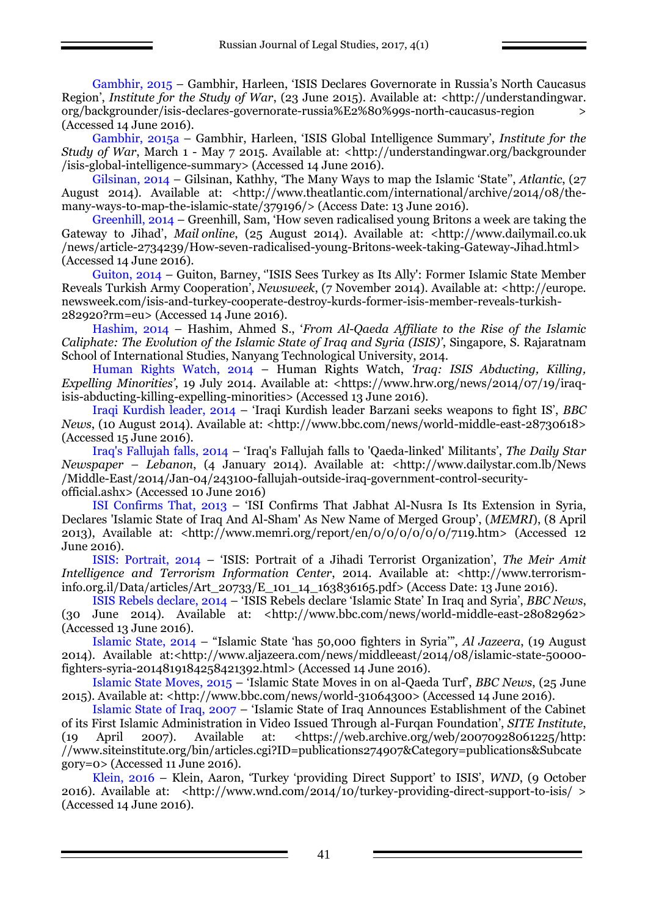Gambhir, 2015 – Gambhir, Harleen, 'ISIS Declares Governorate in Russia's North Caucasus Region', *Institute for the Study of War*, (23 June 2015). Available at: <http://understandingwar.org/backgrounder/isis-declares-governorate-russia%E2%80%99s-north-caucasus-region > (Accessed 14 June 2016).

Gambhir, 2015a – Gambhir, Harleen, 'ISIS Global Intelligence Summary', *Institute for the Study of War*, March 1 - May 7 2015. Available at: <http://understandingwar.org/backgrounder/isis-global-intelligence-summary> (Accessed 14 June 2016).

Gilsinan, 2014 – Gilsinan, Kathhy, 'The Many Ways to map the Islamic 'State'', *Atlantic*, (27 August 2014). Available at: <http://www.theatlantic.com/international/archive/2014/08/the-many-ways-to-map-the-islamic-state/379196/> (Access Date: 13 June 2016).

Greenhill, 2014 – Greenhill, Sam, 'How seven radicalised young Britons a week are taking the Gateway to Jihad', *Mail online*, (25 August 2014). Available at: <http://www.dailymail.co.uk/news/article-2734239/How-seven-radicalised-young-Britons-week-taking-Gateway-Jihad.html> (Accessed 14 June 2016).

Guiton, 2014 – Guiton, Barney, ''ISIS Sees Turkey as Its Ally': Former Islamic State Member Reveals Turkish Army Cooperation', *Newsweek*, (7 November 2014). Available at: <http://europe.newsweek.com/isis-and-turkey-cooperate-destroy-kurds-former-isis-member-reveals-turkish-282920?rm=eu> (Accessed 14 June 2016).

Hashim, 2014 – Hashim, Ahmed S., '*From Al-Qaeda Affiliate to the Rise of the Islamic Caliphate: The Evolution of the Islamic State of Iraq and Syria (ISIS)*', Singapore, S. Rajaratnam School of International Studies, Nanyang Technological University, 2014.

Human Rights Watch, 2014 – Human Rights Watch, *'Iraq: ISIS Abducting, Killing, Expelling Minorities'*, 19 July 2014. Available at: <https://www.hrw.org/news/2014/07/19/iraq-isis-abducting-killing-expelling-minorities> (Accessed 13 June 2016).

Iraqi Kurdish leader, 2014 – 'Iraqi Kurdish leader Barzani seeks weapons to fight IS', *BBC News*, (10 August 2014). Available at: <http://www.bbc.com/news/world-middle-east-28730618> (Accessed 15 June 2016).

Iraq's Fallujah falls, 2014 – 'Iraq's Fallujah falls to 'Qaeda-linked' Militants', *The Daily Star Newspaper – Lebanon*, (4 January 2014). Available at: <http://www.dailystar.com.lb/News/Middle-East/2014/Jan-04/243100-fallujah-outside-iraq-government-control-security-official.ashx> (Accessed 10 June 2016)

ISI Confirms That, 2013 – 'ISI Confirms That Jabhat Al-Nusra Is Its Extension in Syria, Declares 'Islamic State of Iraq And Al-Sham' As New Name of Merged Group', (*MEMRI*), (8 April 2013), Available at: <http://www.memri.org/report/en/0/0/0/0/0/0/7119.htm> (Accessed 12 June 2016).

ISIS: Portrait, 2014 – 'ISIS: Portrait of a Jihadi Terrorist Organization', *The Meir Amit Intelligence and Terrorism Information Center*, 2014. Available at: <http://www.terrorism-info.org.il/Data/articles/Art_20733/E_101_14_163836165.pdf> (Access Date: 13 June 2016).

ISIS Rebels declare, 2014 – 'ISIS Rebels declare 'Islamic State' In Iraq and Syria', *BBC News*, (30 June 2014). Available at: <http://www.bbc.com/news/world-middle-east-28082962> (Accessed 13 June 2016).

Islamic State, 2014 – "Islamic State 'has 50,000 fighters in Syria'", *Al Jazeera*, (19 August 2014). Available at:<http://www.aljazeera.com/news/middleeast/2014/08/islamic-state-50000-fighters-syria-2014819184258421392.html> (Accessed 14 June 2016).

Islamic State Moves, 2015 – 'Islamic State Moves in on al-Qaeda Turf', *BBC News*, (25 June 2015). Available at: <http://www.bbc.com/news/world-31064300> (Accessed 14 June 2016).

Islamic State of Iraq, 2007 – 'Islamic State of Iraq Announces Establishment of the Cabinet of its First Islamic Administration in Video Issued Through al-Furqan Foundation', *SITE Institute*, (19 April 2007). Available at: <https://web.archive.org/web/20070928061225/http://www.siteinstitute.org/bin/articles.cgi?ID=publications274907&Category=publications&Subcategory=0> (Accessed 11 June 2016).

Klein, 2016 – Klein, Aaron, 'Turkey 'providing Direct Support' to ISIS', *WND*, (9 October 2016). Available at: <http://www.wnd.com/2014/10/turkey-providing-direct-support-to-isis/ > (Accessed 14 June 2016).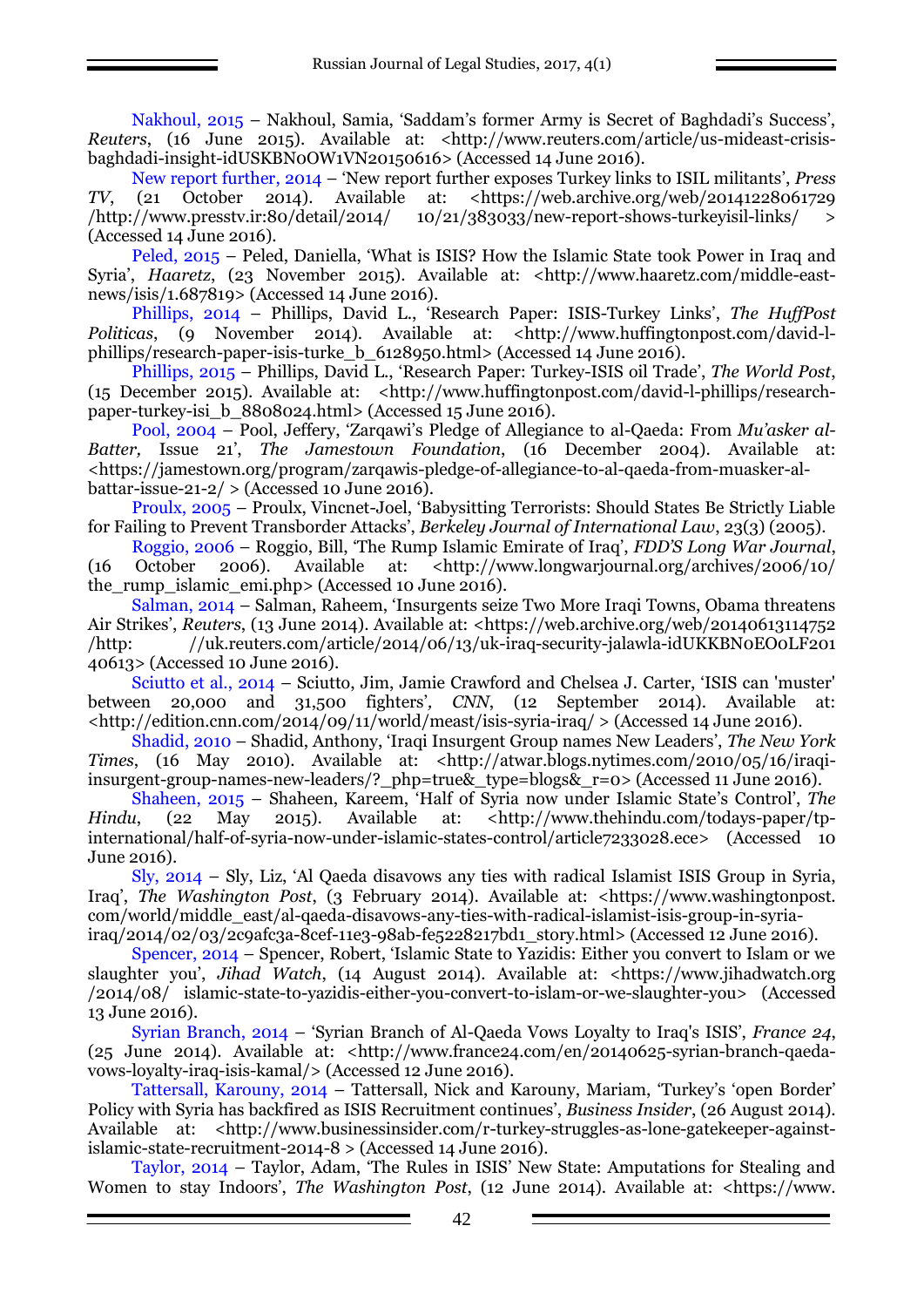Nakhoul, 2015 – Nakhoul, Samia, 'Saddam's former Army is Secret of Baghdadi's Success', *Reuters*, (16 June 2015). Available at: <http://www.reuters.com/article/us-mideast-crisis-baghdadi-insight-idUSKBN0OW1VN20150616> (Accessed 14 June 2016).

New report further, 2014 – 'New report further exposes Turkey links to ISIL militants', *Press TV*, (21 October 2014). Available at: <https://web.archive.org/web/20141228061729/http://www.presstv.ir:80/detail/2014/ 10/21/383033/new-report-shows-turkeyisil-links/ > (Accessed 14 June 2016).

Peled, 2015 – Peled, Daniella, 'What is ISIS? How the Islamic State took Power in Iraq and Syria', *Haaretz*, (23 November 2015). Available at: <http://www.haaretz.com/middle-east-news/isis/1.687819> (Accessed 14 June 2016).

Phillips, 2014 – Phillips, David L., 'Research Paper: ISIS-Turkey Links', *The HuffPost Politicas*, (9 November 2014). Available at: <http://www.huffingtonpost.com/david-l-phillips/research-paper-isis-turke_b_6128950.html> (Accessed 14 June 2016).

Phillips, 2015 – Phillips, David L., 'Research Paper: Turkey-ISIS oil Trade', *The World Post*, (15 December 2015). Available at: <http://www.huffingtonpost.com/david-l-phillips/research-paper-turkey-isi_b_8808024.html> (Accessed 15 June 2016).

Pool, 2004 – Pool, Jeffery, 'Zarqawi's Pledge of Allegiance to al-Qaeda: From *Mu'asker al-Batter,* Issue 21', *The Jamestown Foundation*, (16 December 2004). Available at: <https://jamestown.org/program/zarqawis-pledge-of-allegiance-to-al-qaeda-from-muasker-al-battar-issue-21-2/ > (Accessed 10 June 2016).

Proulx, 2005 – Proulx, Vincnet-Joel, 'Babysitting Terrorists: Should States Be Strictly Liable for Failing to Prevent Transborder Attacks', *Berkeley Journal of International Law*, 23(3) (2005).

Roggio, 2006 – Roggio, Bill, 'The Rump Islamic Emirate of Iraq', *FDD'S Long War Journal*, (16 October 2006). Available at: <http://www.longwarjournal.org/archives/2006/10/the_rump_islamic_emi.php> (Accessed 10 June 2016).

Salman, 2014 – Salman, Raheem, 'Insurgents seize Two More Iraqi Towns, Obama threatens Air Strikes', *Reuters*, (13 June 2014). Available at: <https://web.archive.org/web/20140613114752/http: //uk.reuters.com/article/2014/06/13/uk-iraq-security-jalawla-idUKKBN0EO0LF20140613> (Accessed 10 June 2016).

Sciutto et al., 2014 – Sciutto, Jim, Jamie Crawford and Chelsea J. Carter, 'ISIS can 'muster' between 20,000 and 31,500 fighters', *CNN*, (12 September 2014). Available at: <http://edition.cnn.com/2014/09/11/world/meast/isis-syria-iraq/ > (Accessed 14 June 2016).

Shadid, 2010 – Shadid, Anthony, 'Iraqi Insurgent Group names New Leaders', *The New York Times*, (16 May 2010). Available at: <http://atwar.blogs.nytimes.com/2010/05/16/iraqi-insurgent-group-names-new-leaders/?_php=true&_type=blogs&_r=0> (Accessed 11 June 2016).

Shaheen, 2015 – Shaheen, Kareem, 'Half of Syria now under Islamic State's Control', *The Hindu*, (22 May 2015). Available at: <http://www.thehindu.com/todays-paper/tp-international/half-of-syria-now-under-islamic-states-control/article7233028.ece> (Accessed 10 June 2016).

Sly, 2014 – Sly, Liz, 'Al Qaeda disavows any ties with radical Islamist ISIS Group in Syria, Iraq', *The Washington Post*, (3 February 2014). Available at: <https://www.washingtonpost.com/world/middle_east/al-qaeda-disavows-any-ties-with-radical-islamist-isis-group-in-syria-iraq/2014/02/03/2c9afc3a-8cef-11e3-98ab-fe5228217bd1_story.html> (Accessed 12 June 2016).

Spencer, 2014 – Spencer, Robert, 'Islamic State to Yazidis: Either you convert to Islam or we slaughter you', *Jihad Watch*, (14 August 2014). Available at: <https://www.jihadwatch.org/2014/08/ islamic-state-to-yazidis-either-you-convert-to-islam-or-we-slaughter-you> (Accessed 13 June 2016).

Syrian Branch, 2014 – 'Syrian Branch of Al-Qaeda Vows Loyalty to Iraq's ISIS', *France 24*, (25 June 2014). Available at: <http://www.france24.com/en/20140625-syrian-branch-qaeda-vows-loyalty-iraq-isis-kamal/> (Accessed 12 June 2016).

Tattersall, Karouny, 2014 – Tattersall, Nick and Karouny, Mariam, 'Turkey's 'open Border' Policy with Syria has backfired as ISIS Recruitment continues', *Business Insider*, (26 August 2014). Available at: <http://www.businessinsider.com/r-turkey-struggles-as-lone-gatekeeper-against-islamic-state-recruitment-2014-8 > (Accessed 14 June 2016).

Taylor, 2014 – Taylor, Adam, 'The Rules in ISIS' New State: Amputations for Stealing and Women to stay Indoors', *The Washington Post*, (12 June 2014). Available at: <https://www.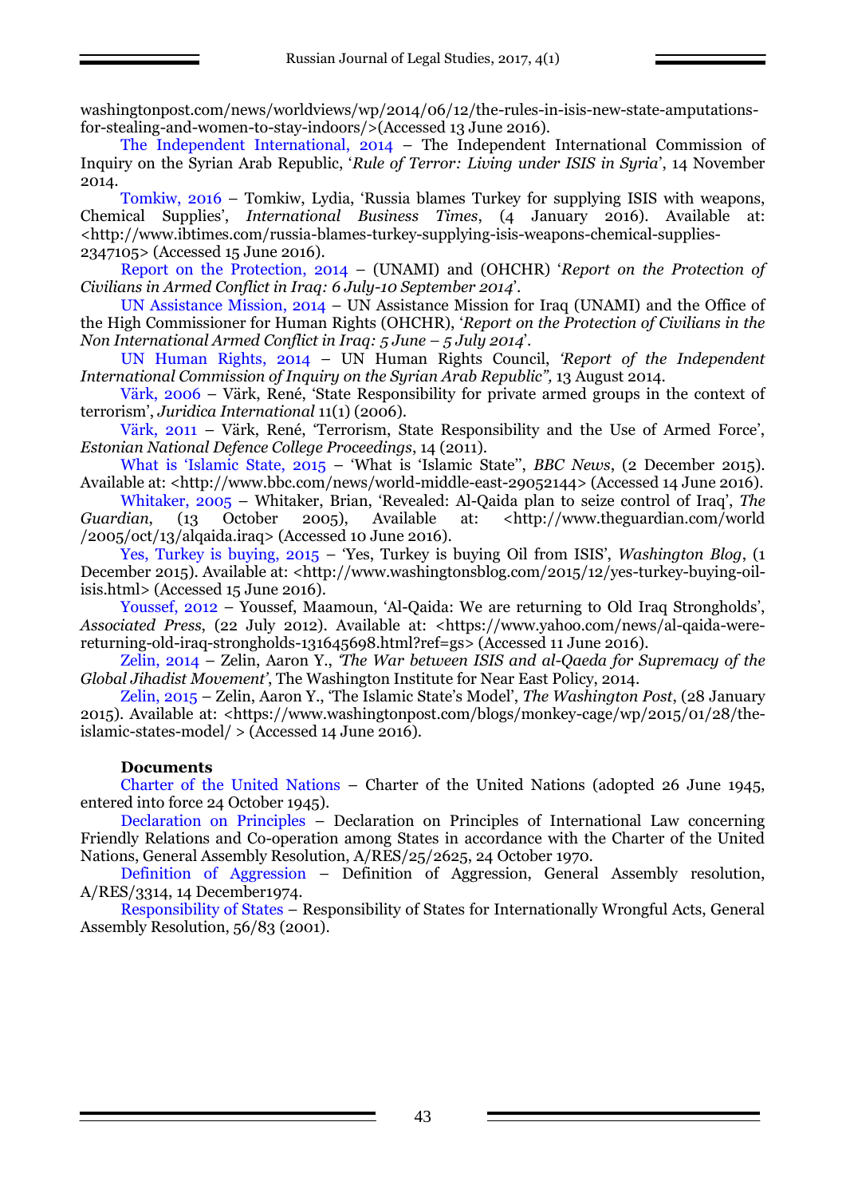washingtonpost.com/news/worldviews/wp/2014/06/12/the-rules-in-isis-new-state-amputations-for-stealing-and-women-to-stay-indoors/>(Accessed 13 June 2016).

The Independent International, 2014 – The Independent International Commission of Inquiry on the Syrian Arab Republic, '*Rule of Terror: Living under ISIS in Syria*', 14 November 2014.

Tomkiw, 2016 – Tomkiw, Lydia, 'Russia blames Turkey for supplying ISIS with weapons, Chemical Supplies', *International Business Times*, (4 January 2016). Available at: <http://www.ibtimes.com/russia-blames-turkey-supplying-isis-weapons-chemical-supplies-2347105> (Accessed 15 June 2016).

Report on the Protection, 2014 – (UNAMI) and (OHCHR) '*Report on the Protection of Civilians in Armed Conflict in Iraq: 6 July-10 September 2014*'.

UN Assistance Mission, 2014 – UN Assistance Mission for Iraq (UNAMI) and the Office of the High Commissioner for Human Rights (OHCHR), '*Report on the Protection of Civilians in the Non International Armed Conflict in Iraq: 5 June – 5 July 2014*'.

UN Human Rights, 2014 – UN Human Rights Council, *'Report of the Independent International Commission of Inquiry on the Syrian Arab Republic",* 13 August 2014.

Värk, 2006 – Värk, René, 'State Responsibility for private armed groups in the context of terrorism', *Juridica International* 11(1) (2006).

Värk, 2011 – Värk, René, 'Terrorism, State Responsibility and the Use of Armed Force', *Estonian National Defence College Proceedings*, 14 (2011).

What is 'Islamic State, 2015 – 'What is 'Islamic State'', *BBC News*, (2 December 2015). Available at: <http://www.bbc.com/news/world-middle-east-29052144> (Accessed 14 June 2016).

Whitaker, 2005 – Whitaker, Brian, 'Revealed: Al-Qaida plan to seize control of Iraq', *The Guardian*, (13 October 2005), Available at: <http://www.theguardian.com/world /2005/oct/13/alqaida.iraq> (Accessed 10 June 2016).

Yes, Turkey is buying, 2015 – 'Yes, Turkey is buying Oil from ISIS', *Washington Blog*, (1 December 2015). Available at: <http://www.washingtonsblog.com/2015/12/yes-turkey-buying-oil-isis.html> (Accessed 15 June 2016).

Youssef, 2012 – Youssef, Maamoun, 'Al-Qaida: We are returning to Old Iraq Strongholds', *Associated Press*, (22 July 2012). Available at: <https://www.yahoo.com/news/al-qaida-were-returning-old-iraq-strongholds-131645698.html?ref=gs> (Accessed 11 June 2016).

Zelin, 2014 – Zelin, Aaron Y., *'The War between ISIS and al-Qaeda for Supremacy of the Global Jihadist Movement'*, The Washington Institute for Near East Policy, 2014.

Zelin, 2015 – Zelin, Aaron Y., 'The Islamic State's Model', *The Washington Post*, (28 January 2015). Available at: <https://www.washingtonpost.com/blogs/monkey-cage/wp/2015/01/28/the-islamic-states-model/ > (Accessed 14 June 2016).

**Documents**

Charter of the United Nations – Charter of the United Nations (adopted 26 June 1945, entered into force 24 October 1945).

Declaration on Principles – Declaration on Principles of International Law concerning Friendly Relations and Co-operation among States in accordance with the Charter of the United Nations, General Assembly Resolution, A/RES/25/2625, 24 October 1970.

Definition of Aggression – Definition of Aggression, General Assembly resolution, A/RES/3314, 14 December1974.

Responsibility of States – Responsibility of States for Internationally Wrongful Acts, General Assembly Resolution, 56/83 (2001).